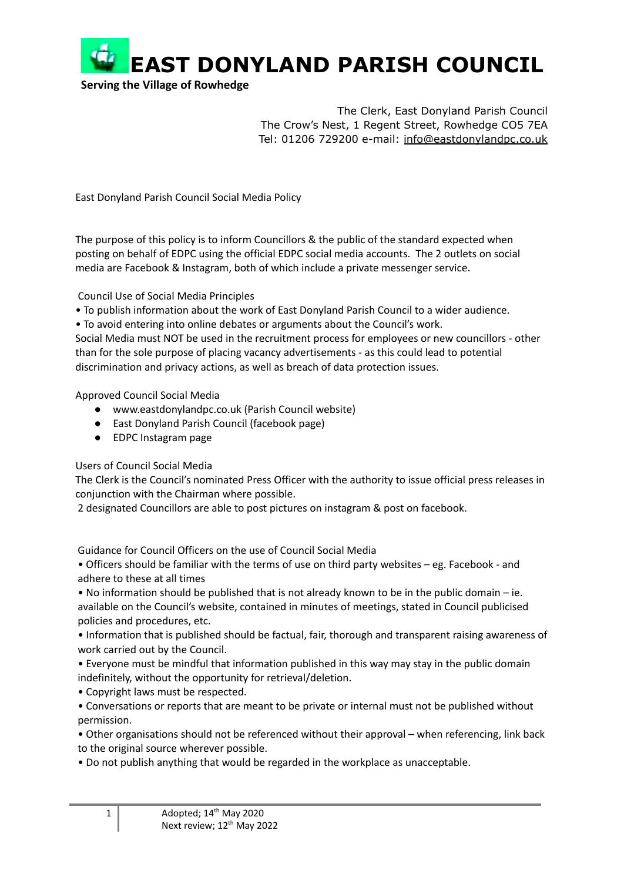# EAST DONYLAND PARISH COUNCIL

**Serving the Village of Rowhedge**

The Clerk, East Donyland Parish Council
The Crow's Nest, 1 Regent Street, Rowhedge CO5 7EA
Tel: 01206 729200 e-mail: info@eastdonylandpc.co.uk

East Donyland Parish Council Social Media Policy

The purpose of this policy is to inform Councillors & the public of the standard expected when posting on behalf of EDPC using the official EDPC social media accounts. The 2 outlets on social media are Facebook & Instagram, both of which include a private messenger service.

Council Use of Social Media Principles

- To publish information about the work of East Donyland Parish Council to a wider audience.
- To avoid entering into online debates or arguments about the Council's work.

Social Media must NOT be used in the recruitment process for employees or new councillors - other than for the sole purpose of placing vacancy advertisements - as this could lead to potential discrimination and privacy actions, as well as breach of data protection issues.

Approved Council Social Media

- www.eastdonylandpc.co.uk (Parish Council website)
- East Donyland Parish Council (facebook page)
- EDPC Instagram page

Users of Council Social Media

The Clerk is the Council's nominated Press Officer with the authority to issue official press releases in conjunction with the Chairman where possible.

2 designated Councillors are able to post pictures on instagram & post on facebook.

Guidance for Council Officers on the use of Council Social Media

- Officers should be familiar with the terms of use on third party websites – eg. Facebook - and adhere to these at all times
- No information should be published that is not already known to be in the public domain – ie. available on the Council's website, contained in minutes of meetings, stated in Council publicised policies and procedures, etc.
- Information that is published should be factual, fair, thorough and transparent raising awareness of work carried out by the Council.
- Everyone must be mindful that information published in this way may stay in the public domain indefinitely, without the opportunity for retrieval/deletion.
- Copyright laws must be respected.
- Conversations or reports that are meant to be private or internal must not be published without permission.
- Other organisations should not be referenced without their approval – when referencing, link back to the original source wherever possible.
- Do not publish anything that would be regarded in the workplace as unacceptable.

Adopted; 14th May 2020
Next review; 12th May 2022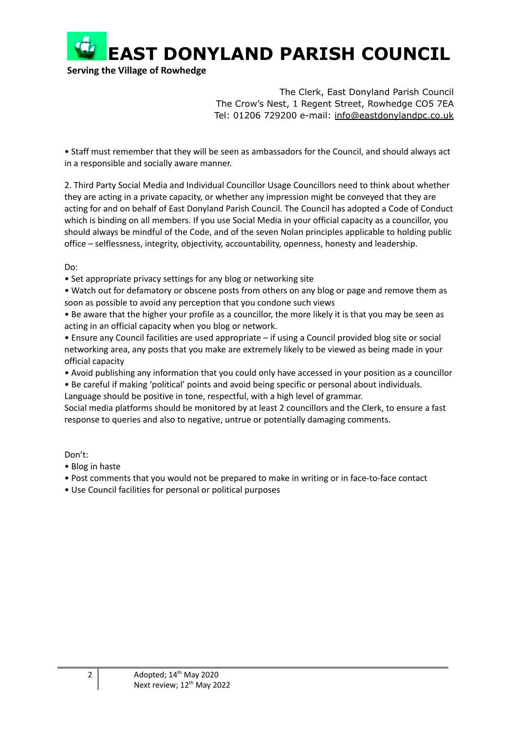# EAST DONYLAND PARISH COUNCIL

**Serving the Village of Rowhedge**

The Clerk, East Donyland Parish Council
The Crow's Nest, 1 Regent Street, Rowhedge CO5 7EA
Tel: 01206 729200 e-mail: info@eastdonylandpc.co.uk

- Staff must remember that they will be seen as ambassadors for the Council, and should always act in a responsible and socially aware manner.

2. Third Party Social Media and Individual Councillor Usage Councillors need to think about whether they are acting in a private capacity, or whether any impression might be conveyed that they are acting for and on behalf of East Donyland Parish Council. The Council has adopted a Code of Conduct which is binding on all members. If you use Social Media in your official capacity as a councillor, you should always be mindful of the Code, and of the seven Nolan principles applicable to holding public office – selflessness, integrity, objectivity, accountability, openness, honesty and leadership.

Do:

- Set appropriate privacy settings for any blog or networking site
- Watch out for defamatory or obscene posts from others on any blog or page and remove them as soon as possible to avoid any perception that you condone such views
- Be aware that the higher your profile as a councillor, the more likely it is that you may be seen as acting in an official capacity when you blog or network.
- Ensure any Council facilities are used appropriate – if using a Council provided blog site or social networking area, any posts that you make are extremely likely to be viewed as being made in your official capacity
- Avoid publishing any information that you could only have accessed in your position as a councillor
- Be careful if making 'political' points and avoid being specific or personal about individuals.

Language should be positive in tone, respectful, with a high level of grammar.
Social media platforms should be monitored by at least 2 councillors and the Clerk, to ensure a fast response to queries and also to negative, untrue or potentially damaging comments.

Don't:

- Blog in haste
- Post comments that you would not be prepared to make in writing or in face-to-face contact
- Use Council facilities for personal or political purposes

Adopted; 14th May 2020
Next review; 12th May 2022